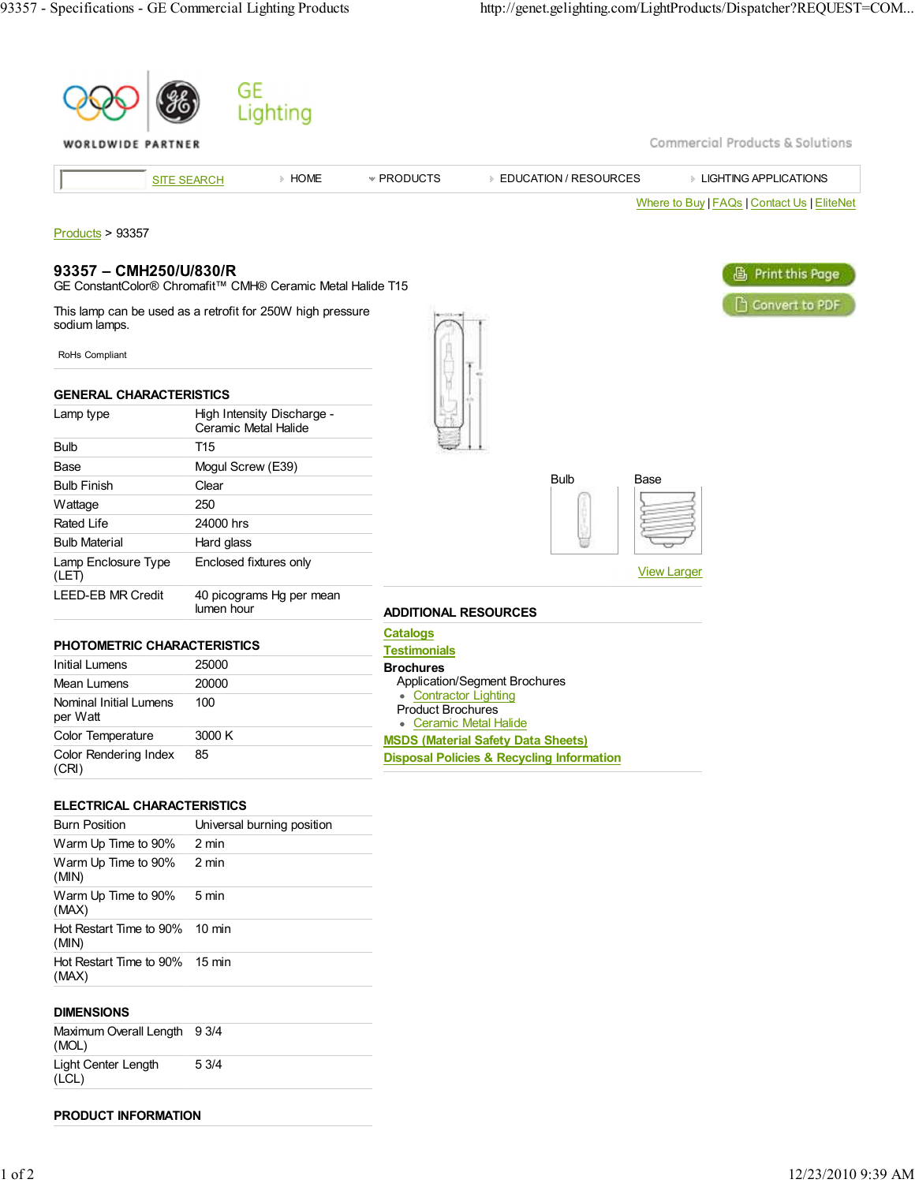GE Lighting

Commercial Products & Solutions

SITE SEARCH | HOME | PRODUCTS | EDUCATION / RESOURCES | LIGHTING APPLICATIONS

Where to Buy | FAQs | Contact Us | EliteNet

Products > 93357

# 93357 – CMH250/U/830/R

GE ConstantColor® Chromafit™ CMH® Ceramic Metal Halide T15

This lamp can be used as a retrofit for 250W high pressure sodium lamps.

RoHs Compliant

Print this Page

Convert to PDF

## GENERAL CHARACTERISTICS

| | |
|---|---|
| Lamp type | High Intensity Discharge - Ceramic Metal Halide |
| Bulb | T15 |
| Base | Mogul Screw (E39) |
| Bulb Finish | Clear |
| Wattage | 250 |
| Rated Life | 24000 hrs |
| Bulb Material | Hard glass |
| Lamp Enclosure Type (LET) | Enclosed fixtures only |
| LEED-EB MR Credit | 40 picograms Hg per mean lumen hour |

## PHOTOMETRIC CHARACTERISTICS

| | |
|---|---|
| Initial Lumens | 25000 |
| Mean Lumens | 20000 |
| Nominal Initial Lumens per Watt | 100 |
| Color Temperature | 3000 K |
| Color Rendering Index (CRI) | 85 |

## ELECTRICAL CHARACTERISTICS

| | |
|---|---|
| Burn Position | Universal burning position |
| Warm Up Time to 90% | 2 min |
| Warm Up Time to 90% (MIN) | 2 min |
| Warm Up Time to 90% (MAX) | 5 min |
| Hot Restart Time to 90% (MIN) | 10 min |
| Hot Restart Time to 90% (MAX) | 15 min |

## DIMENSIONS

| | |
|---|---|
| Maximum Overall Length (MOL) | 9 3/4 |
| Light Center Length (LCL) | 5 3/4 |

## PRODUCT INFORMATION

Bulb | Base

View Larger

## ADDITIONAL RESOURCES

Catalogs

Testimonials

**Brochures**

Application/Segment Brochures

- Contractor Lighting

Product Brochures

- Ceramic Metal Halide

MSDS (Material Safety Data Sheets)

Disposal Policies & Recycling Information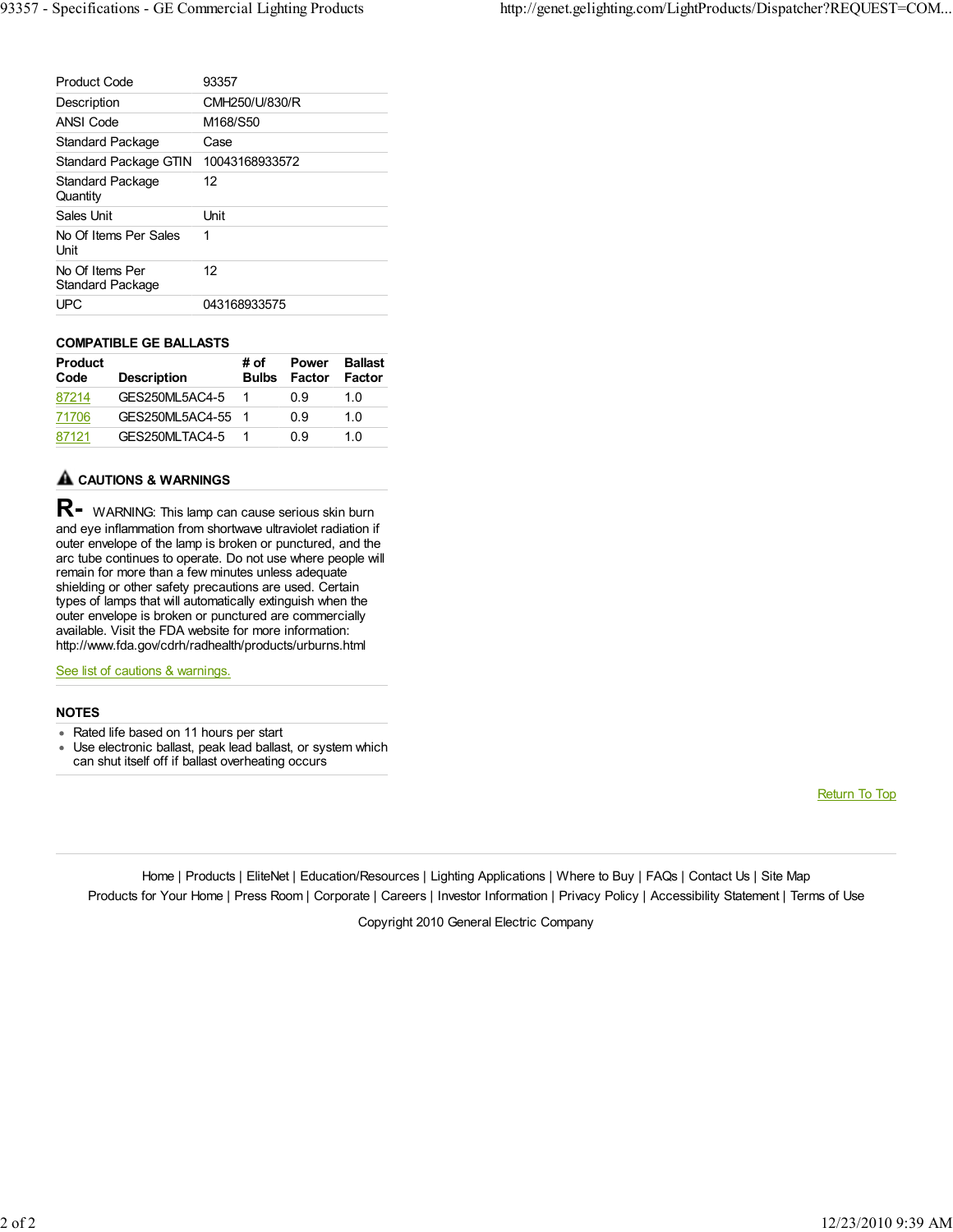| | |
|---|---|
| Product Code | 93357 |
| Description | CMH250/U/830/R |
| ANSI Code | M168/S50 |
| Standard Package | Case |
| Standard Package GTIN | 10043168933572 |
| Standard Package Quantity | 12 |
| Sales Unit | Unit |
| No Of Items Per Sales Unit | 1 |
| No Of Items Per Standard Package | 12 |
| UPC | 043168933575 |

### COMPATIBLE GE BALLASTS

| Product Code | Description | # of Bulbs | Power Factor | Ballast Factor |
|---|---|---|---|---|
| 87214 | GES250ML5AC4-5 | 1 | 0.9 | 1.0 |
| 71706 | GES250ML5AC4-55 | 1 | 0.9 | 1.0 |
| 87121 | GES250MLTAC4-5 | 1 | 0.9 | 1.0 |

### CAUTIONS & WARNINGS

**R-** WARNING: This lamp can cause serious skin burn and eye inflammation from shortwave ultraviolet radiation if outer envelope of the lamp is broken or punctured, and the arc tube continues to operate. Do not use where people will remain for more than a few minutes unless adequate shielding or other safety precautions are used. Certain types of lamps that will automatically extinguish when the outer envelope is broken or punctured are commercially available. Visit the FDA website for more information: http://www.fda.gov/cdrh/radhealth/products/urburns.html

See list of cautions & warnings.

### NOTES

- Rated life based on 11 hours per start
- Use electronic ballast, peak lead ballast, or system which can shut itself off if ballast overheating occurs

Return To Top

Home | Products | EliteNet | Education/Resources | Lighting Applications | Where to Buy | FAQs | Contact Us | Site Map
Products for Your Home | Press Room | Corporate | Careers | Investor Information | Privacy Policy | Accessibility Statement | Terms of Use

Copyright 2010 General Electric Company